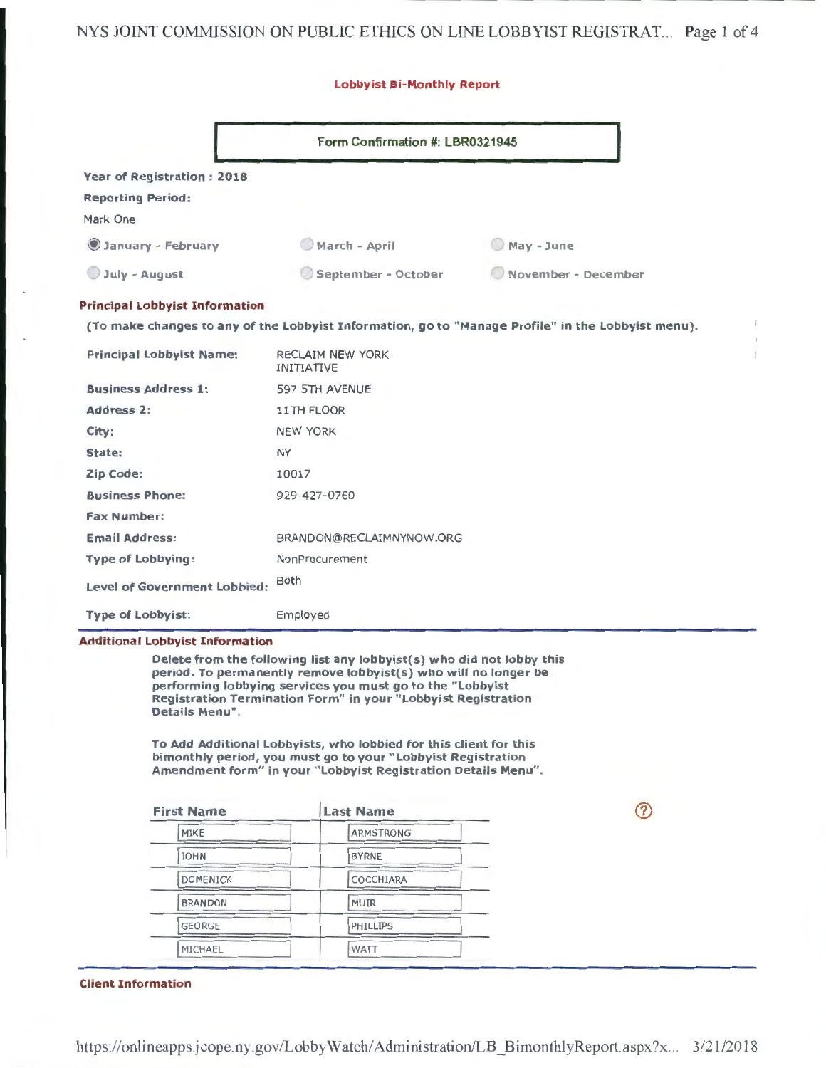## Lobbyist Bi-Monthly Report

**Form Confirmation #: LBR0321945**

**Year of Registration : 2018**

**Reporting Period:**

Mark One

- (●) **January - February**
- ( ) March - April
- ( ) May - June
- ( ) July - August
- ( ) September - October
- ( ) November - December

### Principal Lobbyist Information

**(To make changes to any of the Lobbyist Information, go to "Manage Profile" in the Lobbyist menu).**

| | |
|---|---|
| **Principal Lobbyist Name:** | RECLAIM NEW YORK INITIATIVE |
| **Business Address 1:** | 597 5TH AVENUE |
| **Address 2:** | 11TH FLOOR |
| **City:** | NEW YORK |
| **State:** | NY |
| **Zip Code:** | 10017 |
| **Business Phone:** | 929-427-0760 |
| **Fax Number:** | |
| **Email Address:** | BRANDON@RECLAIMNYNOW.ORG |
| **Type of Lobbying:** | NonProcurement |
| **Level of Government Lobbied:** | Both |
| **Type of Lobbyist:** | Employed |

### Additional Lobbyist Information

**Delete from the following list any lobbyist(s) who did not lobby this period. To permanently remove lobbyist(s) who will no longer be performing lobbying services you must go to the "Lobbyist Registration Termination Form" in your "Lobbyist Registration Details Menu".**

**To Add Additional Lobbyists, who lobbied for this client for this bimonthly period, you must go to your "Lobbyist Registration Amendment form" in your "Lobbyist Registration Details Menu".**

| First Name | Last Name |
|---|---|
| MIKE | ARMSTRONG |
| JOHN | BYRNE |
| DOMENICK | COCCHIARA |
| BRANDON | MUIR |
| GEORGE | PHILLIPS |
| MICHAEL | WATT |

### Client Information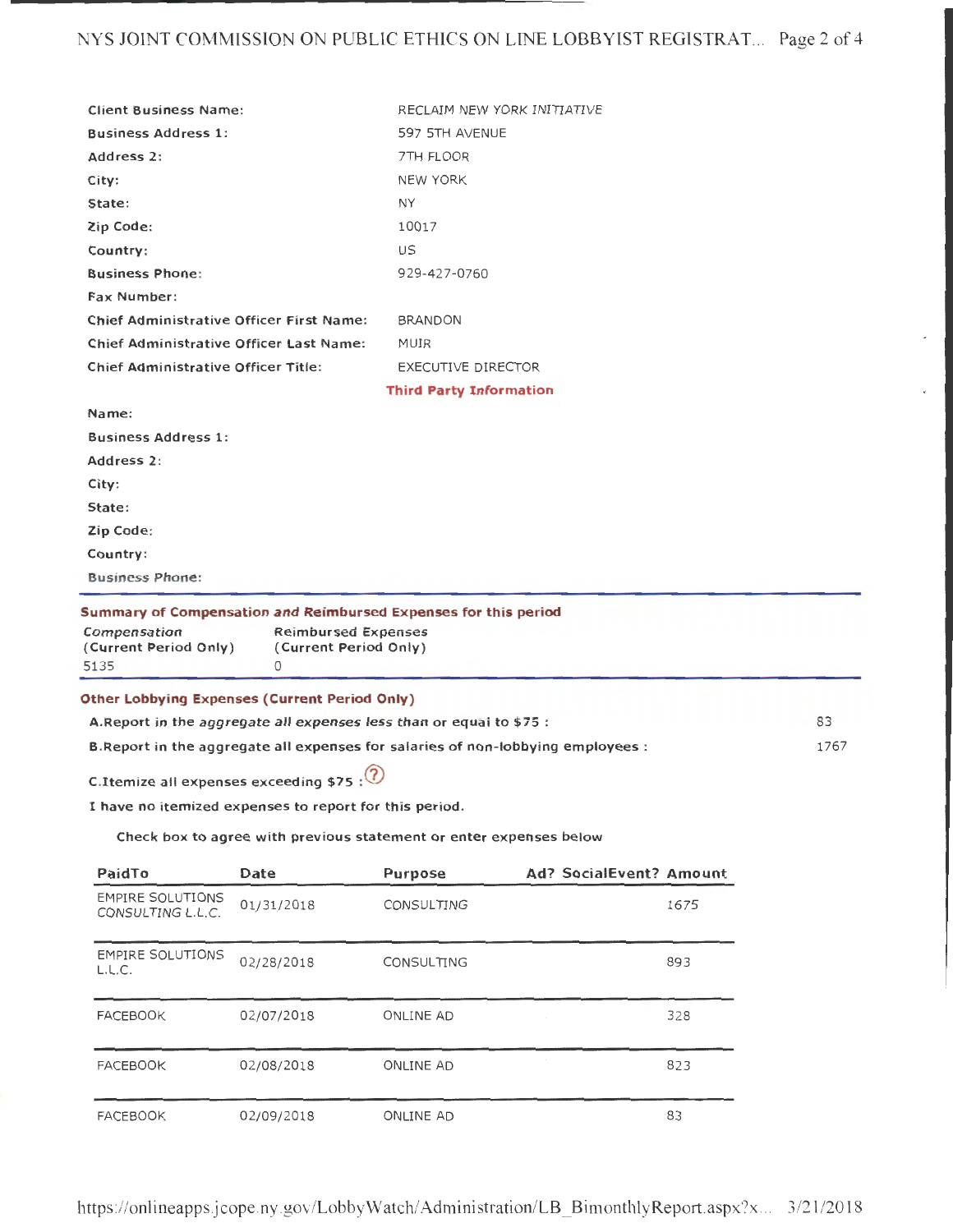| | |
|---|---|
| **Client Business Name:** | RECLAIM NEW YORK INITIATIVE |
| **Business Address 1:** | 597 5TH AVENUE |
| **Address 2:** | 7TH FLOOR |
| **City:** | NEW YORK |
| **State:** | NY |
| **Zip Code:** | 10017 |
| **Country:** | US |
| **Business Phone:** | 929-427-0760 |
| **Fax Number:** | |
| **Chief Administrative Officer First Name:** | BRANDON |
| **Chief Administrative Officer Last Name:** | MUIR |
| **Chief Administrative Officer Title:** | EXECUTIVE DIRECTOR |

**Third Party Information**

| | |
|---|---|
| **Name:** | |
| **Business Address 1:** | |
| **Address 2:** | |
| **City:** | |
| **State:** | |
| **Zip Code:** | |
| **Country:** | |
| **Business Phone:** | |

**Summary of Compensation and Reimbursed Expenses for this period**

| *Compensation* (Current Period Only) | Reimbursed Expenses (Current Period Only) |
|---|---|
| 5135 | 0 |

**Other Lobbying Expenses (Current Period Only)**

| | |
|---|---|
| A.Report in the *aggregate all expenses less than* or equal to $75 : | 83 |
| B.Report in the aggregate all expenses for salaries of non-lobbying employees : | 1767 |

C.Itemize all expenses exceeding $75 :

I have no itemized expenses to report for this period.

Check box to agree with previous statement or enter expenses below

| PaidTo | Date | Purpose | Ad? | SocialEvent? | Amount |
|---|---|---|---|---|---|
| EMPIRE SOLUTIONS CONSULTING L.L.C. | 01/31/2018 | CONSULTING | | | 1675 |
| EMPIRE SOLUTIONS L.L.C. | 02/28/2018 | CONSULTING | | | 893 |
| FACEBOOK | 02/07/2018 | ONLINE AD | | | 328 |
| FACEBOOK | 02/08/2018 | ONLINE AD | | | 823 |
| FACEBOOK | 02/09/2018 | ONLINE AD | | | 83 |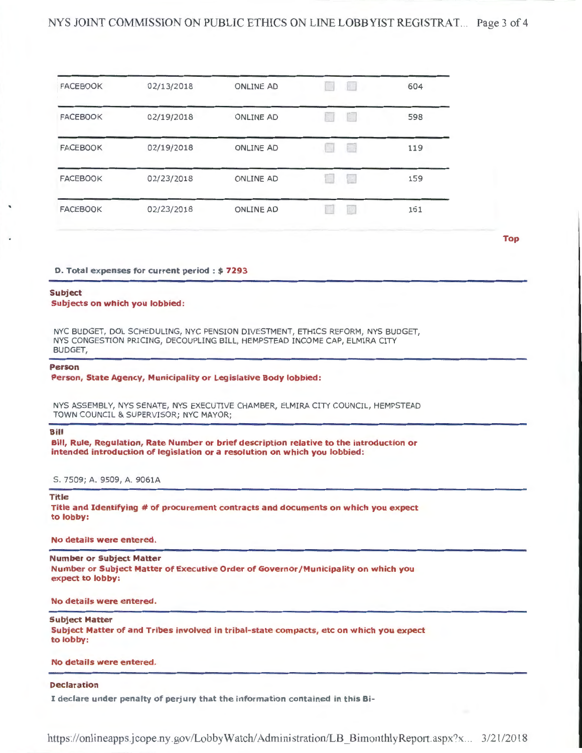| | | | | | |
|---|---|---|---|---|---|
| FACEBOOK | 02/13/2018 | ONLINE AD | ☐ | ☐ | 604 |
| FACEBOOK | 02/19/2018 | ONLINE AD | ☐ | ☐ | 598 |
| FACEBOOK | 02/19/2018 | ONLINE AD | ☐ | ☐ | 119 |
| FACEBOOK | 02/23/2018 | ONLINE AD | ☐ | ☐ | 159 |
| FACEBOOK | 02/23/2018 | ONLINE AD | ☐ | ☐ | 161 |

Top

**D. Total expenses for current period : $ 7293**

**Subject**

**Subjects on which you lobbied:**

NYC BUDGET, DOL SCHEDULING, NYC PENSION DIVESTMENT, ETHICS REFORM, NYS BUDGET, NYS CONGESTION PRICING, DECOUPLING BILL, HEMPSTEAD INCOME CAP, ELMIRA CITY BUDGET,

**Person**

**Person, State Agency, Municipality or Legislative Body lobbied:**

NYS ASSEMBLY, NYS SENATE, NYS EXECUTIVE CHAMBER, ELMIRA CITY COUNCIL, HEMPSTEAD TOWN COUNCIL & SUPERVISOR; NYC MAYOR;

**Bill**

**Bill, Rule, Regulation, Rate Number or brief description relative to the introduction or intended introduction of legislation or a resolution on which you lobbied:**

S. 7509; A. 9509, A. 9061A

**Title**

**Title and Identifying # of procurement contracts and documents on which you expect to lobby:**

**No details were entered.**

**Number or Subject Matter**

**Number or Subject Matter of Executive Order of Governor/Municipality on which you expect to lobby:**

**No details were entered.**

**Subject Matter**

**Subject Matter of and Tribes involved in tribal-state compacts, etc on which you expect to lobby:**

**No details were entered.**

**Declaration**

**I declare under penalty of perjury that the information contained in this Bi-**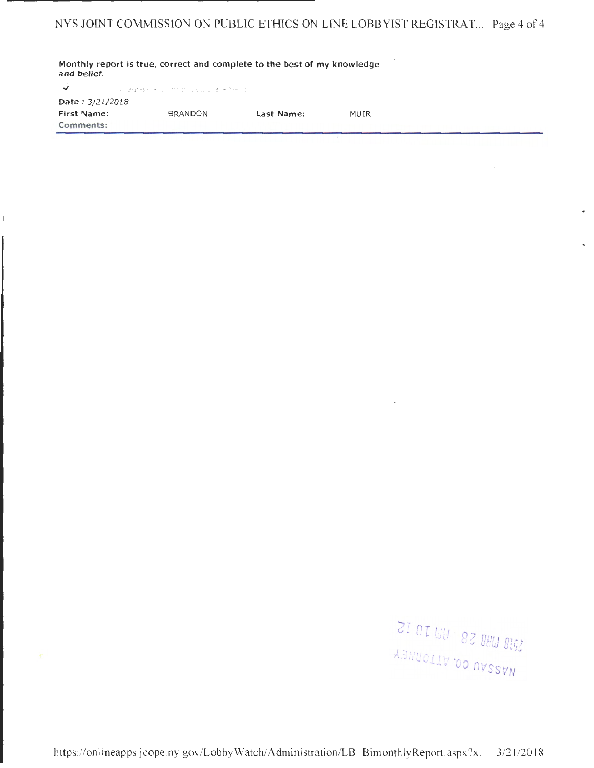**Monthly report is true, correct and complete to the best of my knowledge *and belief*.**

✓

**Date** : *3/21/2018*

| | | | |
|---|---|---|---|
| **First Name:** | BRANDON | **Last Name:** | MUIR |
| **Comments:** | | | |

2018 MAR 28 AM 10 12

NASSAU CO. ATTORNEY